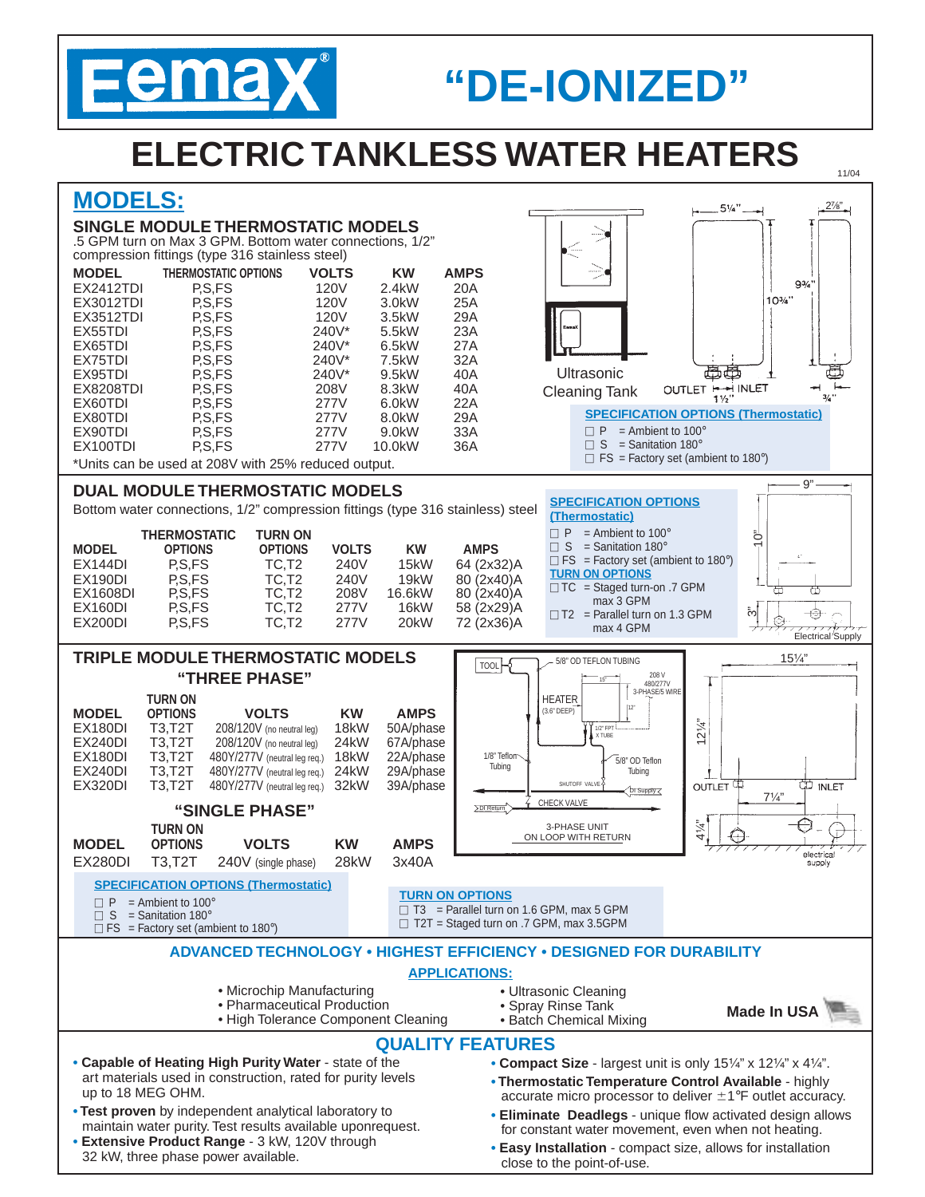# Eemax® "DE-IONIZED"

# ELECTRIC TANKLESS WATER HEATERS

11/04

## MODELS:

### SINGLE MODULE THERMOSTATIC MODELS

.5 GPM turn on Max 3 GPM. Bottom water connections, 1/2" compression fittings (type 316 stainless steel)

| MODEL | THERMOSTATIC OPTIONS | VOLTS | KW | AMPS |
|---|---|---|---|---|
| EX2412TDI | P,S,FS | 120V | 2.4kW | 20A |
| EX3012TDI | P,S,FS | 120V | 3.0kW | 25A |
| EX3512TDI | P,S,FS | 120V | 3.5kW | 29A |
| EX55TDI | P,S,FS | 240V* | 5.5kW | 23A |
| EX65TDI | P,S,FS | 240V* | 6.5kW | 27A |
| EX75TDI | P,S,FS | 240V* | 7.5kW | 32A |
| EX95TDI | P,S,FS | 240V* | 9.5kW | 40A |
| EX8208TDI | P,S,FS | 208V | 8.3kW | 40A |
| EX60TDI | P,S,FS | 277V | 6.0kW | 22A |
| EX80TDI | P,S,FS | 277V | 8.0kW | 29A |
| EX90TDI | P,S,FS | 277V | 9.0kW | 33A |
| EX100TDI | P,S,FS | 277V | 10.0kW | 36A |

*Units can be used at 208V with 25% reduced output.

Ultrasonic Cleaning Tank

OUTLET 1½" INLET — 5¼" — 2⅞" — 9¾" — 10¾" — ¾"

**SPECIFICATION OPTIONS (Thermostatic)**

- ☐ P = Ambient to 100°
- ☐ S = Sanitation 180°
- ☐ FS = Factory set (ambient to 180°)

### DUAL MODULE THERMOSTATIC MODELS

Bottom water connections, 1/2" compression fittings (type 316 stainless) steel

| MODEL | THERMOSTATIC OPTIONS | TURN ON OPTIONS | VOLTS | KW | AMPS |
|---|---|---|---|---|---|
| EX144DI | P,S,FS | TC,T2 | 240V | 15kW | 64 (2x32)A |
| EX190DI | P,S,FS | TC,T2 | 240V | 19kW | 80 (2x40)A |
| EX1608DI | P,S,FS | TC,T2 | 208V | 16.6kW | 80 (2x40)A |
| EX160DI | P,S,FS | TC,T2 | 277V | 16kW | 58 (2x29)A |
| EX200DI | P,S,FS | TC,T2 | 277V | 20kW | 72 (2x36)A |

**SPECIFICATION OPTIONS (Thermostatic)**

- ☐ P = Ambient to 100°
- ☐ S = Sanitation 180°
- ☐ FS = Factory set (ambient to 180°)

**TURN ON OPTIONS**

- ☐ TC = Staged turn-on .7 GPM max 3 GPM
- ☐ T2 = Parallel turn on 1.3 GPM max 4 GPM

9" — 10" — 3" — Electrical Supply

### TRIPLE MODULE THERMOSTATIC MODELS

#### "THREE PHASE"

| MODEL | TURN ON OPTIONS | VOLTS | KW | AMPS |
|---|---|---|---|---|
| EX180DI | T3,T2T | 208/120V (no neutral leg) | 18kW | 50A/phase |
| EX240DI | T3,T2T | 208/120V (no neutral leg) | 24kW | 67A/phase |
| EX180DI | T3,T2T | 480Y/277V (neutral leg req.) | 18kW | 22A/phase |
| EX240DI | T3,T2T | 480Y/277V (neutral leg req.) | 24kW | 29A/phase |
| EX320DI | T3,T2T | 480Y/277V (neutral leg req.) | 32kW | 39A/phase |

#### "SINGLE PHASE"

| MODEL | TURN ON OPTIONS | VOLTS | KW | AMPS |
|---|---|---|---|---|
| EX280DI | T3,T2T | 240V (single phase) | 28kW | 3x40A |

TOOL — 5/8" OD TEFLON TUBING — 208 V 480/277V 3-PHASE/5 WIRE — HEATER (3.6" DEEP) — 1/2" FPT X TUBE — 1/8" Teflon Tubing — 5/8" OD Teflon Tubing — SHUTOFF VALVE — DI Supply — DI Return — CHECK VALVE — 3-PHASE UNIT ON LOOP WITH RETURN

15¼" — 12¼" — OUTLET — INLET — 7¼" — 4¼" — electrical supply

**SPECIFICATION OPTIONS (Thermostatic)**

- ☐ P = Ambient to 100°
- ☐ S = Sanitation 180°
- ☐ FS = Factory set (ambient to 180°)

**TURN ON OPTIONS**

- ☐ T3 = Parallel turn on 1.6 GPM, max 5 GPM
- ☐ T2T = Staged turn on .7 GPM, max 3.5GPM

**ADVANCED TECHNOLOGY • HIGHEST EFFICIENCY • DESIGNED FOR DURABILITY**

**APPLICATIONS:**

- Microchip Manufacturing
- Pharmaceutical Production
- High Tolerance Component Cleaning
- Ultrasonic Cleaning
- Spray Rinse Tank
- Batch Chemical Mixing

**Made In USA**

## QUALITY FEATURES

- **Capable of Heating High Purity Water** - state of the art materials used in construction, rated for purity levels up to 18 MEG OHM.
- **Test proven** by independent analytical laboratory to maintain water purity. Test results available uponrequest.
- **Extensive Product Range** - 3 kW, 120V through 32 kW, three phase power available.
- **Compact Size** - largest unit is only 15¼" x 12¼" x 4¼".
- **Thermostatic Temperature Control Available** - highly accurate micro processor to deliver ±1°F outlet accuracy.
- **Eliminate Deadlegs** - unique flow activated design allows for constant water movement, even when not heating.
- **Easy Installation** - compact size, allows for installation close to the point-of-use.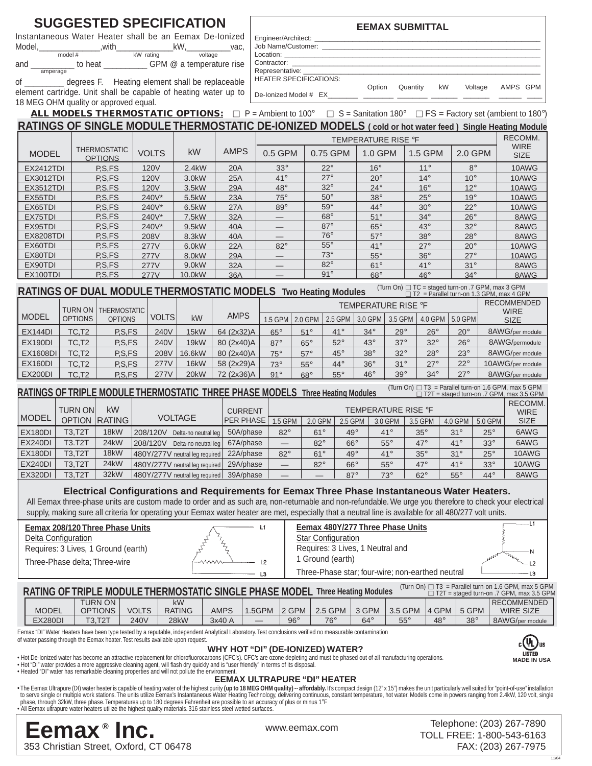## SUGGESTED SPECIFICATION

Instantaneous Water Heater shall be an Eemax De-Ionized Model,______________,with_____________kW,__________vac, and __________ to heat __________ GPM @ a temperature rise of _________ degrees F. Heating element shall be replaceable element cartridge. Unit shall be capable of heating water up to 18 MEG OHM quality or approved equal.

(model # / kW rating / voltage / amperage)

### EEMAX SUBMITTAL

Engineer/Architect: ___________
Job Name/Customer: ___________
Location: ___________
Contractor: ___________
Representative: ___________
HEATER SPECIFICATIONS:

| | Option | Quantity | kW | Voltage | AMPS | GPM |
|---|---|---|---|---|---|---|
| De-Ionized Model # EX________ | ______ | ______ | ______ | ______ | ______ | ______ |

**ALL MODELS THERMOSTATIC OPTIONS:** ☐ P = Ambient to 100° ☐ S = Sanitation 180° ☐ FS = Factory set (ambient to 180°)

## RATINGS OF SINGLE MODULE THERMOSTATIC DE-IONIZED MODELS ( cold or hot water feed ) Single Heating Module

| MODEL | THERMOSTATIC OPTIONS | VOLTS | kW | AMPS | TEMPERATURE RISE °F 0.5 GPM | 0.75 GPM | 1.0 GPM | 1.5 GPM | 2.0 GPM | RECOMM. WIRE SIZE |
|---|---|---|---|---|---|---|---|---|---|---|
| EX2412TDI | P,S,FS | 120V | 2.4kW | 20A | 33° | 22° | 16° | 11° | 8° | 10AWG |
| EX3012TDI | P,S,FS | 120V | 3.0kW | 25A | 41° | 27° | 20° | 14° | 10° | 10AWG |
| EX3512TDI | P,S,FS | 120V | 3.5kW | 29A | 48° | 32° | 24° | 16° | 12° | 10AWG |
| EX55TDI | P,S,FS | 240V* | 5.5kW | 23A | 75° | 50° | 38° | 25° | 19° | 10AWG |
| EX65TDI | P,S,FS | 240V* | 6.5kW | 27A | 89° | 59° | 44° | 30° | 22° | 10AWG |
| EX75TDI | P,S,FS | 240V* | 7.5kW | 32A | — | 68° | 51° | 34° | 26° | 8AWG |
| EX95TDI | P,S,FS | 240V* | 9.5kW | 40A | — | 87° | 65° | 43° | 32° | 8AWG |
| EX8208TDI | P,S,FS | 208V | 8.3kW | 40A | — | 76° | 57° | 38° | 28° | 8AWG |
| EX60TDI | P,S,FS | 277V | 6.0kW | 22A | 82° | 55° | 41° | 27° | 20° | 10AWG |
| EX80TDI | P,S,FS | 277V | 8.0kW | 29A | — | 73° | 55° | 36° | 27° | 10AWG |
| EX90TDI | P,S,FS | 277V | 9.0kW | 32A | — | 82° | 61° | 41° | 31° | 8AWG |
| EX100TDI | P,S,FS | 277V | 10.0kW | 36A | — | 91° | 68° | 46° | 34° | 8AWG |

## RATINGS OF DUAL MODULE THERMOSTATIC MODELS Two Heating Modules

(Turn On) ☐ TC = staged turn-on .7 GPM, max 3 GPM
☐ T2 = Parallel turn-on 1.3 GPM, max 4 GPM

| MODEL | TURN ON OPTIONS | THERMOSTATIC OPTIONS | VOLTS | kW | AMPS | TEMPERATURE RISE °F 1.5 GPM | 2.0 GPM | 2.5 GPM | 3.0 GPM | 3.5 GPM | 4.0 GPM | 5.0 GPM | RECOMMENDED WIRE SIZE |
|---|---|---|---|---|---|---|---|---|---|---|---|---|---|
| EX144DI | TC,T2 | P,S,FS | 240V | 15kW | 64 (2x32)A | 65° | 51° | 41° | 34° | 29° | 26° | 20° | 8AWG/per module |
| EX190DI | TC,T2 | P,S,FS | 240V | 19kW | 80 (2x40)A | 87° | 65° | 52° | 43° | 37° | 32° | 26° | 8AWG/permodule |
| EX1608DI | TC,T2 | P,S,FS | 208V | 16.6kW | 80 (2x40)A | 75° | 57° | 45° | 38° | 32° | 28° | 23° | 8AWG/per module |
| EX160DI | TC,T2 | P,S,FS | 277V | 16kW | 58 (2x29)A | 73° | 55° | 44° | 36° | 31° | 27° | 22° | 10AWG/per module |
| EX200DI | TC,T2 | P,S,FS | 277V | 20kW | 72 (2x36)A | 91° | 68° | 55° | 46° | 39° | 34° | 27° | 8AWG/per module |

## RATINGS OF TRIPLE MODULE THERMOSTATIC THREE PHASE MODELS Three Heating Modules

(Turn On) ☐ T3 = Parallel turn-on 1.6 GPM, max 5 GPM
☐ T2T = staged turn-on .7 GPM, max 3.5 GPM

| MODEL | TURN ON OPTION | kW RATING | VOLTAGE | CURRENT PER PHASE | TEMPERATURE RISE °F 1.5 GPM | 2.0 GPM | 2.5 GPM | 3.0 GPM | 3.5 GPM | 4.0 GPM | 5.0 GPM | RECOMM. WIRE SIZE |
|---|---|---|---|---|---|---|---|---|---|---|---|---|
| EX180DI | T3,T2T | 18kW | 208/120V Delta-no neutral leg | 50A/phase | 82° | 61° | 49° | 41° | 35° | 31° | 25° | 6AWG |
| EX240DI | T3.T2T | 24kW | 208/120V Delta-no neutral leg | 67A/phase | — | 82° | 66° | 55° | 47° | 41° | 33° | 6AWG |
| EX180DI | T3,T2T | 18kW | 480Y/277V neutral leg required | 22A/phase | 82° | 61° | 49° | 41° | 35° | 31° | 25° | 10AWG |
| EX240DI | T3,T2T | 24kW | 480Y/277V neutral leg required | 29A/phase | — | 82° | 66° | 55° | 47° | 41° | 33° | 10AWG |
| EX320DI | T3,T2T | 32kW | 480Y/277V neutral leg required | 39A/phase | — | — | 87° | 73° | 62° | 55° | 44° | 8AWG |

### Electrical Configurations and Requirements for Eemax Three Phase Instantaneous Water Heaters.

All Eemax three-phase units are custom made to order and as such are, non-returnable and non-refundable. We urge you therefore to check your electrical supply, making sure all criteria for operating your Eemax water heater are met, especially that a neutral line is available for all 480/277 volt units.

**Eemax 208/120 Three Phase Units**
Delta Configuration
Requires: 3 Lives, 1 Ground (earth)
Three-Phase delta; Three-wire

L1
L2
L3

**Eemax 480Y/277 Three Phase Units**
Star Configuration
Requires: 3 Lives, 1 Neutral and 1 Ground (earth)
Three-Phase star; four-wire; non-earthed neutral

L1
N
L2
L3

## RATING OF TRIPLE MODULE THERMOSTATIC SINGLE PHASE MODEL Three Heating Modules

(Turn On) ☐ T3 = Parallel turn-on 1.6 GPM, max 5 GPM
☐ T2T = staged turn-on .7 GPM, max 3.5 GPM

| MODEL | TURN ON OPTIONS | VOLTS | kW RATING | AMPS | 1.5GPM | 2 GPM | 2.5 GPM | 3 GPM | 3.5 GPM | 4 GPM | 5 GPM | RECOMMENDED WIRE SIZE |
|---|---|---|---|---|---|---|---|---|---|---|---|---|
| EX280DI | T3,T2T | 240V | 28kW | 3x40 A | — | 96° | 76° | 64° | 55° | 48° | 38° | 8AWG/per module |

Eemax "DI" Water Heaters have been type tested by a reputable, independent Analytical Laboratory. Test conclusions verified no measurable contamination of water passing through the Eemax heater. Test results available upon request.

UL LISTED
MADE IN USA

### WHY HOT "DI" (DE-IONIZED) WATER?

- Hot De-Ionized water has become an attractive replacement for chlorofluorocarbons (CFC's). CFC's are ozone depleting and must be phased out of all manufacturing operations.
- Hot "DI" water provides a more aggressive cleaning agent, will flash dry quickly and is "user friendly" in terms of its disposal.
- Heated "DI" water has remarkable cleaning properties and will not pollute the environment.

### EEMAX ULTRAPURE "DI" HEATER

- The Eemax Ultrapure (DI) water heater is capable of heating water of the highest purity **(up to 18 MEG OHM quality) -- affordably.** It's compact design (12" x 15") makes the unit particularly well suited for "point-of-use" installation to serve single or multiple work stations. The units utilize Eemax's Instantaneous Water Heating Technology, delivering continuous, constant temperature, hot water. Models come in powers ranging from 2.4kW, 120 volt, single phase, through 32kW, three phase. Temperatures up to 180 degrees Fahrenheit are possible to an accuracy of plus or minus 1°F
- All Eemax ultrapure water heaters utilize the highest quality materials. 316 stainless steel wetted surfaces.

**Eemax® Inc.**
353 Christian Street, Oxford, CT 06478

www.eemax.com

Telephone: (203) 267-7890
TOLL FREE: 1-800-543-6163
FAX: (203) 267-7975

11/04